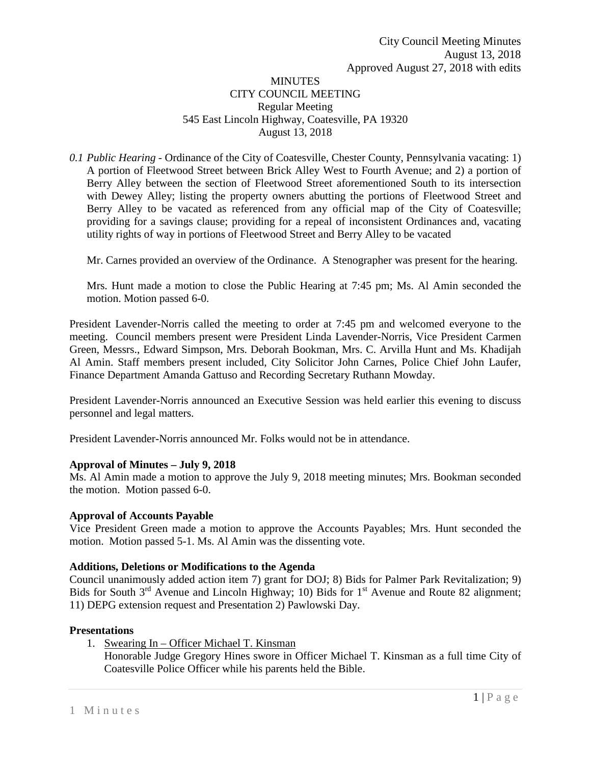City Council Meeting Minutes
August 13, 2018
Approved August 27, 2018 with edits

MINUTES
CITY COUNCIL MEETING
Regular Meeting
545 East Lincoln Highway, Coatesville, PA 19320
August 13, 2018

*0.1 Public Hearing* - Ordinance of the City of Coatesville, Chester County, Pennsylvania vacating: 1) A portion of Fleetwood Street between Brick Alley West to Fourth Avenue; and 2) a portion of Berry Alley between the section of Fleetwood Street aforementioned South to its intersection with Dewey Alley; listing the property owners abutting the portions of Fleetwood Street and Berry Alley to be vacated as referenced from any official map of the City of Coatesville; providing for a savings clause; providing for a repeal of inconsistent Ordinances and, vacating utility rights of way in portions of Fleetwood Street and Berry Alley to be vacated

Mr. Carnes provided an overview of the Ordinance. A Stenographer was present for the hearing.

Mrs. Hunt made a motion to close the Public Hearing at 7:45 pm; Ms. Al Amin seconded the motion. Motion passed 6-0.

President Lavender-Norris called the meeting to order at 7:45 pm and welcomed everyone to the meeting. Council members present were President Linda Lavender-Norris, Vice President Carmen Green, Messrs., Edward Simpson, Mrs. Deborah Bookman, Mrs. C. Arvilla Hunt and Ms. Khadijah Al Amin. Staff members present included, City Solicitor John Carnes, Police Chief John Laufer, Finance Department Amanda Gattuso and Recording Secretary Ruthann Mowday.

President Lavender-Norris announced an Executive Session was held earlier this evening to discuss personnel and legal matters.

President Lavender-Norris announced Mr. Folks would not be in attendance.

**Approval of Minutes – July 9, 2018**
Ms. Al Amin made a motion to approve the July 9, 2018 meeting minutes; Mrs. Bookman seconded the motion. Motion passed 6-0.

**Approval of Accounts Payable**
Vice President Green made a motion to approve the Accounts Payables; Mrs. Hunt seconded the motion. Motion passed 5-1. Ms. Al Amin was the dissenting vote.

**Additions, Deletions or Modifications to the Agenda**
Council unanimously added action item 7) grant for DOJ; 8) Bids for Palmer Park Revitalization; 9) Bids for South 3rd Avenue and Lincoln Highway; 10) Bids for 1st Avenue and Route 82 alignment; 11) DEPG extension request and Presentation 2) Pawlowski Day.

**Presentations**

1. Swearing In – Officer Michael T. Kinsman
   Honorable Judge Gregory Hines swore in Officer Michael T. Kinsman as a full time City of Coatesville Police Officer while his parents held the Bible.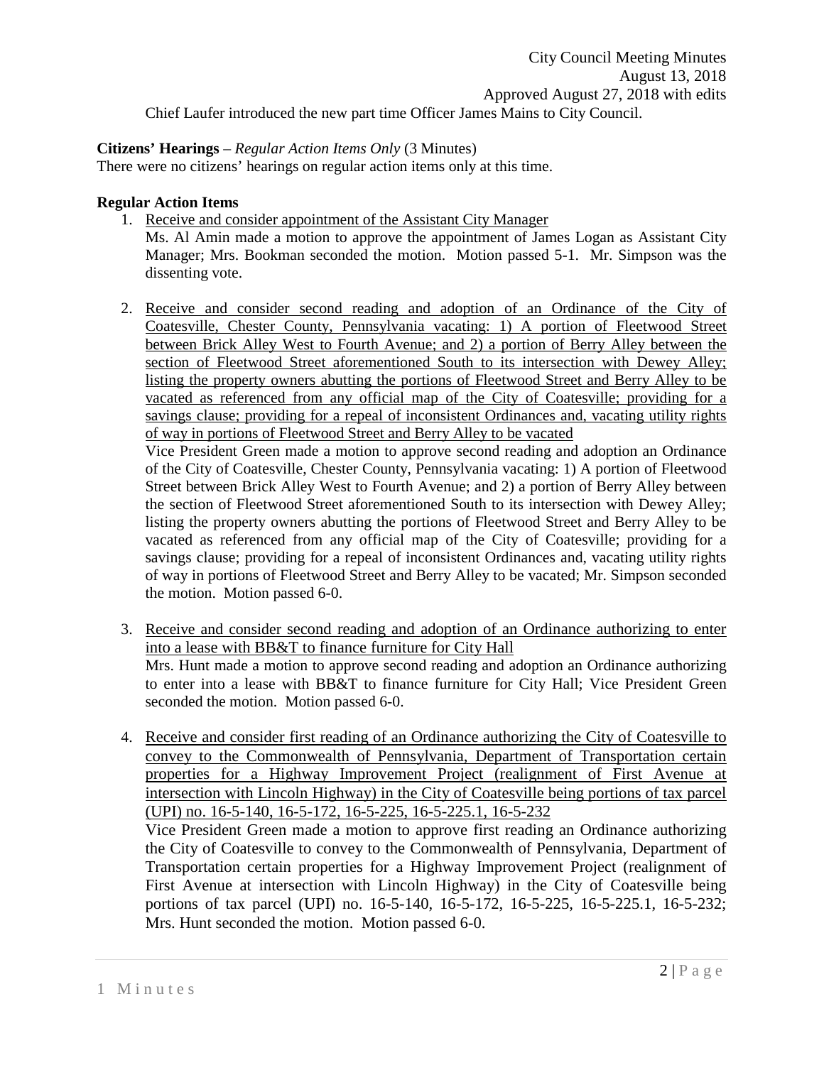Chief Laufer introduced the new part time Officer James Mains to City Council.

**Citizens' Hearings** – *Regular Action Items Only* (3 Minutes)
There were no citizens' hearings on regular action items only at this time.

**Regular Action Items**

1. Receive and consider appointment of the Assistant City Manager
   Ms. Al Amin made a motion to approve the appointment of James Logan as Assistant City Manager; Mrs. Bookman seconded the motion. Motion passed 5-1. Mr. Simpson was the dissenting vote.

2. Receive and consider second reading and adoption of an Ordinance of the City of Coatesville, Chester County, Pennsylvania vacating: 1) A portion of Fleetwood Street between Brick Alley West to Fourth Avenue; and 2) a portion of Berry Alley between the section of Fleetwood Street aforementioned South to its intersection with Dewey Alley; listing the property owners abutting the portions of Fleetwood Street and Berry Alley to be vacated as referenced from any official map of the City of Coatesville; providing for a savings clause; providing for a repeal of inconsistent Ordinances and, vacating utility rights of way in portions of Fleetwood Street and Berry Alley to be vacated
   Vice President Green made a motion to approve second reading and adoption an Ordinance of the City of Coatesville, Chester County, Pennsylvania vacating: 1) A portion of Fleetwood Street between Brick Alley West to Fourth Avenue; and 2) a portion of Berry Alley between the section of Fleetwood Street aforementioned South to its intersection with Dewey Alley; listing the property owners abutting the portions of Fleetwood Street and Berry Alley to be vacated as referenced from any official map of the City of Coatesville; providing for a savings clause; providing for a repeal of inconsistent Ordinances and, vacating utility rights of way in portions of Fleetwood Street and Berry Alley to be vacated; Mr. Simpson seconded the motion. Motion passed 6-0.

3. Receive and consider second reading and adoption of an Ordinance authorizing to enter into a lease with BB&T to finance furniture for City Hall
   Mrs. Hunt made a motion to approve second reading and adoption an Ordinance authorizing to enter into a lease with BB&T to finance furniture for City Hall; Vice President Green seconded the motion. Motion passed 6-0.

4. Receive and consider first reading of an Ordinance authorizing the City of Coatesville to convey to the Commonwealth of Pennsylvania, Department of Transportation certain properties for a Highway Improvement Project (realignment of First Avenue at intersection with Lincoln Highway) in the City of Coatesville being portions of tax parcel (UPI) no. 16-5-140, 16-5-172, 16-5-225, 16-5-225.1, 16-5-232
   Vice President Green made a motion to approve first reading an Ordinance authorizing the City of Coatesville to convey to the Commonwealth of Pennsylvania, Department of Transportation certain properties for a Highway Improvement Project (realignment of First Avenue at intersection with Lincoln Highway) in the City of Coatesville being portions of tax parcel (UPI) no. 16-5-140, 16-5-172, 16-5-225, 16-5-225.1, 16-5-232; Mrs. Hunt seconded the motion. Motion passed 6-0.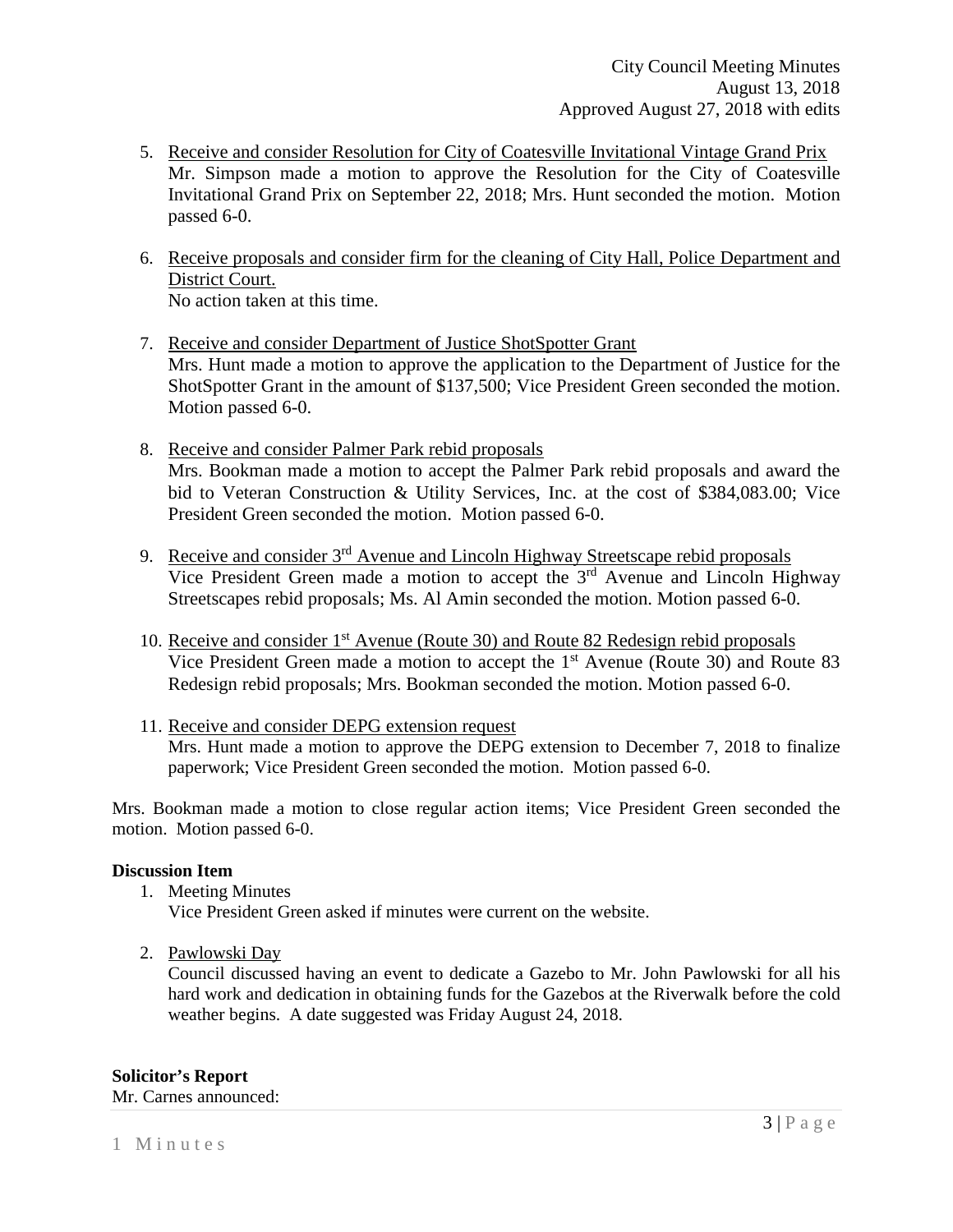5. Receive and consider Resolution for City of Coatesville Invitational Vintage Grand Prix
   Mr. Simpson made a motion to approve the Resolution for the City of Coatesville Invitational Grand Prix on September 22, 2018; Mrs. Hunt seconded the motion. Motion passed 6-0.

6. Receive proposals and consider firm for the cleaning of City Hall, Police Department and District Court.
   No action taken at this time.

7. Receive and consider Department of Justice ShotSpotter Grant
   Mrs. Hunt made a motion to approve the application to the Department of Justice for the ShotSpotter Grant in the amount of $137,500; Vice President Green seconded the motion. Motion passed 6-0.

8. Receive and consider Palmer Park rebid proposals
   Mrs. Bookman made a motion to accept the Palmer Park rebid proposals and award the bid to Veteran Construction & Utility Services, Inc. at the cost of $384,083.00; Vice President Green seconded the motion. Motion passed 6-0.

9. Receive and consider 3rd Avenue and Lincoln Highway Streetscape rebid proposals
   Vice President Green made a motion to accept the 3rd Avenue and Lincoln Highway Streetscapes rebid proposals; Ms. Al Amin seconded the motion. Motion passed 6-0.

10. Receive and consider 1st Avenue (Route 30) and Route 82 Redesign rebid proposals
    Vice President Green made a motion to accept the 1st Avenue (Route 30) and Route 83 Redesign rebid proposals; Mrs. Bookman seconded the motion. Motion passed 6-0.

11. Receive and consider DEPG extension request
    Mrs. Hunt made a motion to approve the DEPG extension to December 7, 2018 to finalize paperwork; Vice President Green seconded the motion. Motion passed 6-0.

Mrs. Bookman made a motion to close regular action items; Vice President Green seconded the motion. Motion passed 6-0.

**Discussion Item**

1. Meeting Minutes
   Vice President Green asked if minutes were current on the website.

2. Pawlowski Day
   Council discussed having an event to dedicate a Gazebo to Mr. John Pawlowski for all his hard work and dedication in obtaining funds for the Gazebos at the Riverwalk before the cold weather begins. A date suggested was Friday August 24, 2018.

**Solicitor's Report**

Mr. Carnes announced: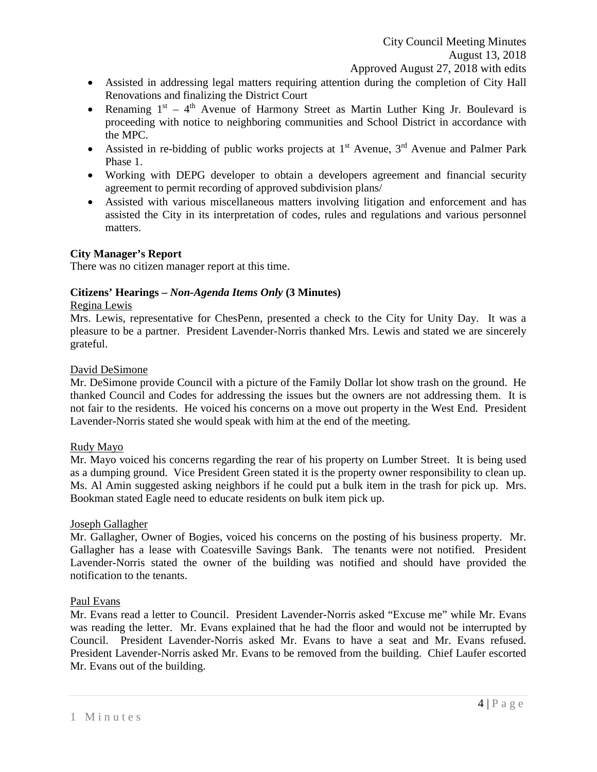- Assisted in addressing legal matters requiring attention during the completion of City Hall Renovations and finalizing the District Court
- Renaming 1st – 4th Avenue of Harmony Street as Martin Luther King Jr. Boulevard is proceeding with notice to neighboring communities and School District in accordance with the MPC.
- Assisted in re-bidding of public works projects at 1st Avenue, 3rd Avenue and Palmer Park Phase 1.
- Working with DEPG developer to obtain a developers agreement and financial security agreement to permit recording of approved subdivision plans/
- Assisted with various miscellaneous matters involving litigation and enforcement and has assisted the City in its interpretation of codes, rules and regulations and various personnel matters.

**City Manager's Report**

There was no citizen manager report at this time.

**Citizens' Hearings –** ***Non-Agenda Items Only*** **(3 Minutes)**

Regina Lewis

Mrs. Lewis, representative for ChesPenn, presented a check to the City for Unity Day. It was a pleasure to be a partner. President Lavender-Norris thanked Mrs. Lewis and stated we are sincerely grateful.

David DeSimone

Mr. DeSimone provide Council with a picture of the Family Dollar lot show trash on the ground. He thanked Council and Codes for addressing the issues but the owners are not addressing them. It is not fair to the residents. He voiced his concerns on a move out property in the West End. President Lavender-Norris stated she would speak with him at the end of the meeting.

Rudy Mayo

Mr. Mayo voiced his concerns regarding the rear of his property on Lumber Street. It is being used as a dumping ground. Vice President Green stated it is the property owner responsibility to clean up. Ms. Al Amin suggested asking neighbors if he could put a bulk item in the trash for pick up. Mrs. Bookman stated Eagle need to educate residents on bulk item pick up.

Joseph Gallagher

Mr. Gallagher, Owner of Bogies, voiced his concerns on the posting of his business property. Mr. Gallagher has a lease with Coatesville Savings Bank. The tenants were not notified. President Lavender-Norris stated the owner of the building was notified and should have provided the notification to the tenants.

Paul Evans

Mr. Evans read a letter to Council. President Lavender-Norris asked "Excuse me" while Mr. Evans was reading the letter. Mr. Evans explained that he had the floor and would not be interrupted by Council. President Lavender-Norris asked Mr. Evans to have a seat and Mr. Evans refused. President Lavender-Norris asked Mr. Evans to be removed from the building. Chief Laufer escorted Mr. Evans out of the building.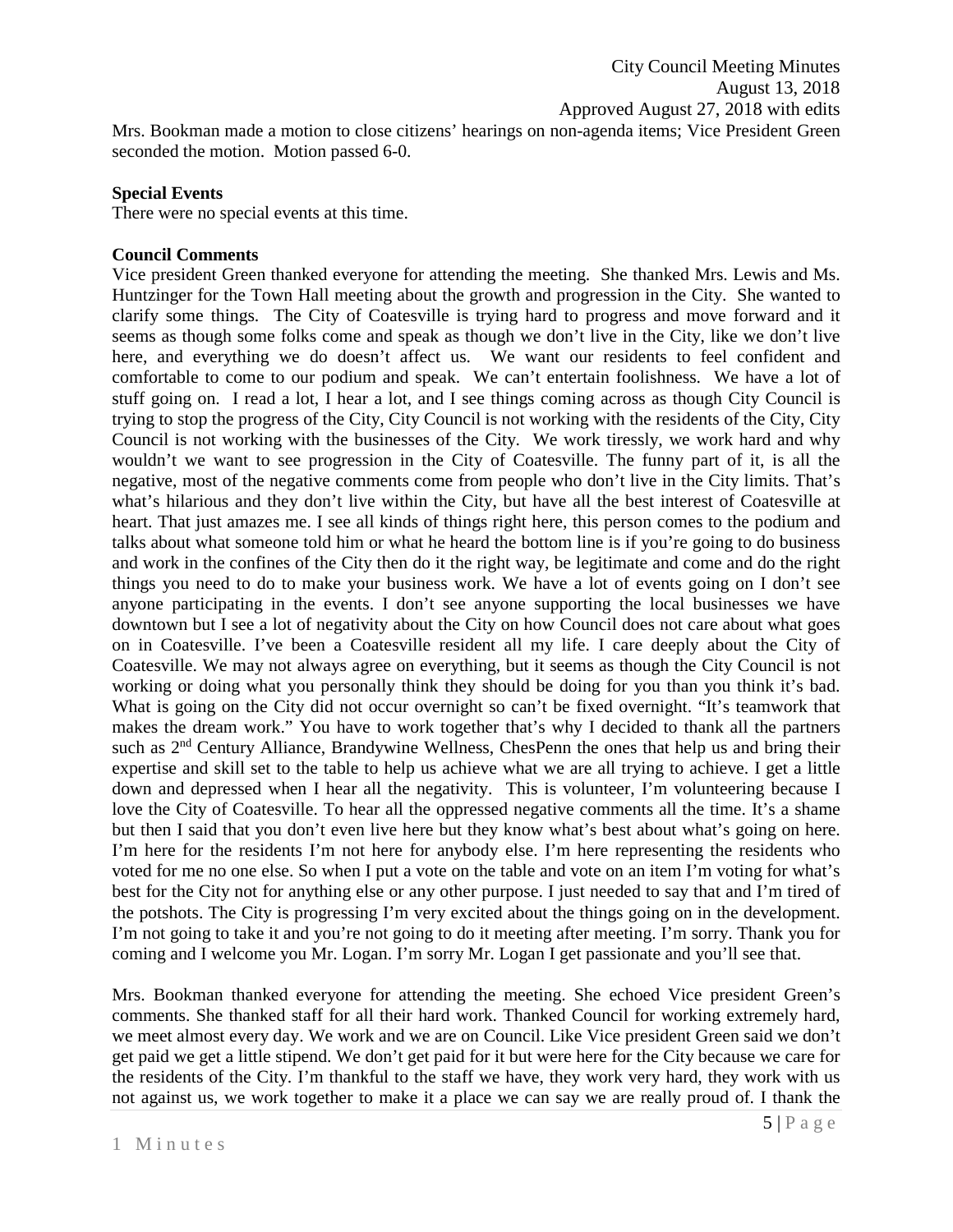Mrs. Bookman made a motion to close citizens' hearings on non-agenda items; Vice President Green seconded the motion. Motion passed 6-0.

**Special Events**

There were no special events at this time.

**Council Comments**

Vice president Green thanked everyone for attending the meeting. She thanked Mrs. Lewis and Ms. Huntzinger for the Town Hall meeting about the growth and progression in the City. She wanted to clarify some things. The City of Coatesville is trying hard to progress and move forward and it seems as though some folks come and speak as though we don't live in the City, like we don't live here, and everything we do doesn't affect us. We want our residents to feel confident and comfortable to come to our podium and speak. We can't entertain foolishness. We have a lot of stuff going on. I read a lot, I hear a lot, and I see things coming across as though City Council is trying to stop the progress of the City, City Council is not working with the residents of the City, City Council is not working with the businesses of the City. We work tiresly, we work hard and why wouldn't we want to see progression in the City of Coatesville. The funny part of it, is all the negative, most of the negative comments come from people who don't live in the City limits. That's what's hilarious and they don't live within the City, but have all the best interest of Coatesville at heart. That just amazes me. I see all kinds of things right here, this person comes to the podium and talks about what someone told him or what he heard the bottom line is if you're going to do business and work in the confines of the City then do it the right way, be legitimate and come and do the right things you need to do to make your business work. We have a lot of events going on I don't see anyone participating in the events. I don't see anyone supporting the local businesses we have downtown but I see a lot of negativity about the City on how Council does not care about what goes on in Coatesville. I've been a Coatesville resident all my life. I care deeply about the City of Coatesville. We may not always agree on everything, but it seems as though the City Council is not working or doing what you personally think they should be doing for you than you think it's bad. What is going on the City did not occur overnight so can't be fixed overnight. "It's teamwork that makes the dream work." You have to work together that's why I decided to thank all the partners such as 2nd Century Alliance, Brandywine Wellness, ChesPenn the ones that help us and bring their expertise and skill set to the table to help us achieve what we are all trying to achieve. I get a little down and depressed when I hear all the negativity. This is volunteer, I'm volunteering because I love the City of Coatesville. To hear all the oppressed negative comments all the time. It's a shame but then I said that you don't even live here but they know what's best about what's going on here. I'm here for the residents I'm not here for anybody else. I'm here representing the residents who voted for me no one else. So when I put a vote on the table and vote on an item I'm voting for what's best for the City not for anything else or any other purpose. I just needed to say that and I'm tired of the potshots. The City is progressing I'm very excited about the things going on in the development. I'm not going to take it and you're not going to do it meeting after meeting. I'm sorry. Thank you for coming and I welcome you Mr. Logan. I'm sorry Mr. Logan I get passionate and you'll see that.

Mrs. Bookman thanked everyone for attending the meeting. She echoed Vice president Green's comments. She thanked staff for all their hard work. Thanked Council for working extremely hard, we meet almost every day. We work and we are on Council. Like Vice president Green said we don't get paid we get a little stipend. We don't get paid for it but were here for the City because we care for the residents of the City. I'm thankful to the staff we have, they work very hard, they work with us not against us, we work together to make it a place we can say we are really proud of. I thank the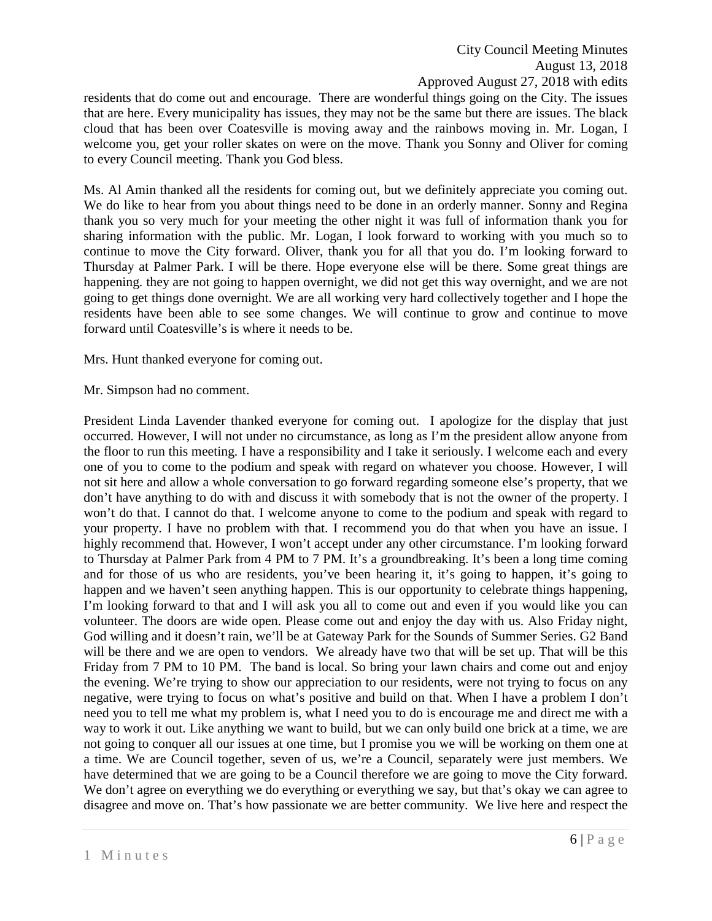residents that do come out and encourage. There are wonderful things going on the City. The issues that are here. Every municipality has issues, they may not be the same but there are issues. The black cloud that has been over Coatesville is moving away and the rainbows moving in. Mr. Logan, I welcome you, get your roller skates on were on the move. Thank you Sonny and Oliver for coming to every Council meeting. Thank you God bless.

Ms. Al Amin thanked all the residents for coming out, but we definitely appreciate you coming out. We do like to hear from you about things need to be done in an orderly manner. Sonny and Regina thank you so very much for your meeting the other night it was full of information thank you for sharing information with the public. Mr. Logan, I look forward to working with you much so to continue to move the City forward. Oliver, thank you for all that you do. I'm looking forward to Thursday at Palmer Park. I will be there. Hope everyone else will be there. Some great things are happening. they are not going to happen overnight, we did not get this way overnight, and we are not going to get things done overnight. We are all working very hard collectively together and I hope the residents have been able to see some changes. We will continue to grow and continue to move forward until Coatesville's is where it needs to be.

Mrs. Hunt thanked everyone for coming out.

Mr. Simpson had no comment.

President Linda Lavender thanked everyone for coming out. I apologize for the display that just occurred. However, I will not under no circumstance, as long as I'm the president allow anyone from the floor to run this meeting. I have a responsibility and I take it seriously. I welcome each and every one of you to come to the podium and speak with regard on whatever you choose. However, I will not sit here and allow a whole conversation to go forward regarding someone else's property, that we don't have anything to do with and discuss it with somebody that is not the owner of the property. I won't do that. I cannot do that. I welcome anyone to come to the podium and speak with regard to your property. I have no problem with that. I recommend you do that when you have an issue. I highly recommend that. However, I won't accept under any other circumstance. I'm looking forward to Thursday at Palmer Park from 4 PM to 7 PM. It's a groundbreaking. It's been a long time coming and for those of us who are residents, you've been hearing it, it's going to happen, it's going to happen and we haven't seen anything happen. This is our opportunity to celebrate things happening, I'm looking forward to that and I will ask you all to come out and even if you would like you can volunteer. The doors are wide open. Please come out and enjoy the day with us. Also Friday night, God willing and it doesn't rain, we'll be at Gateway Park for the Sounds of Summer Series. G2 Band will be there and we are open to vendors. We already have two that will be set up. That will be this Friday from 7 PM to 10 PM. The band is local. So bring your lawn chairs and come out and enjoy the evening. We're trying to show our appreciation to our residents, were not trying to focus on any negative, were trying to focus on what's positive and build on that. When I have a problem I don't need you to tell me what my problem is, what I need you to do is encourage me and direct me with a way to work it out. Like anything we want to build, but we can only build one brick at a time, we are not going to conquer all our issues at one time, but I promise you we will be working on them one at a time. We are Council together, seven of us, we're a Council, separately were just members. We have determined that we are going to be a Council therefore we are going to move the City forward. We don't agree on everything we do everything or everything we say, but that's okay we can agree to disagree and move on. That's how passionate we are better community. We live here and respect the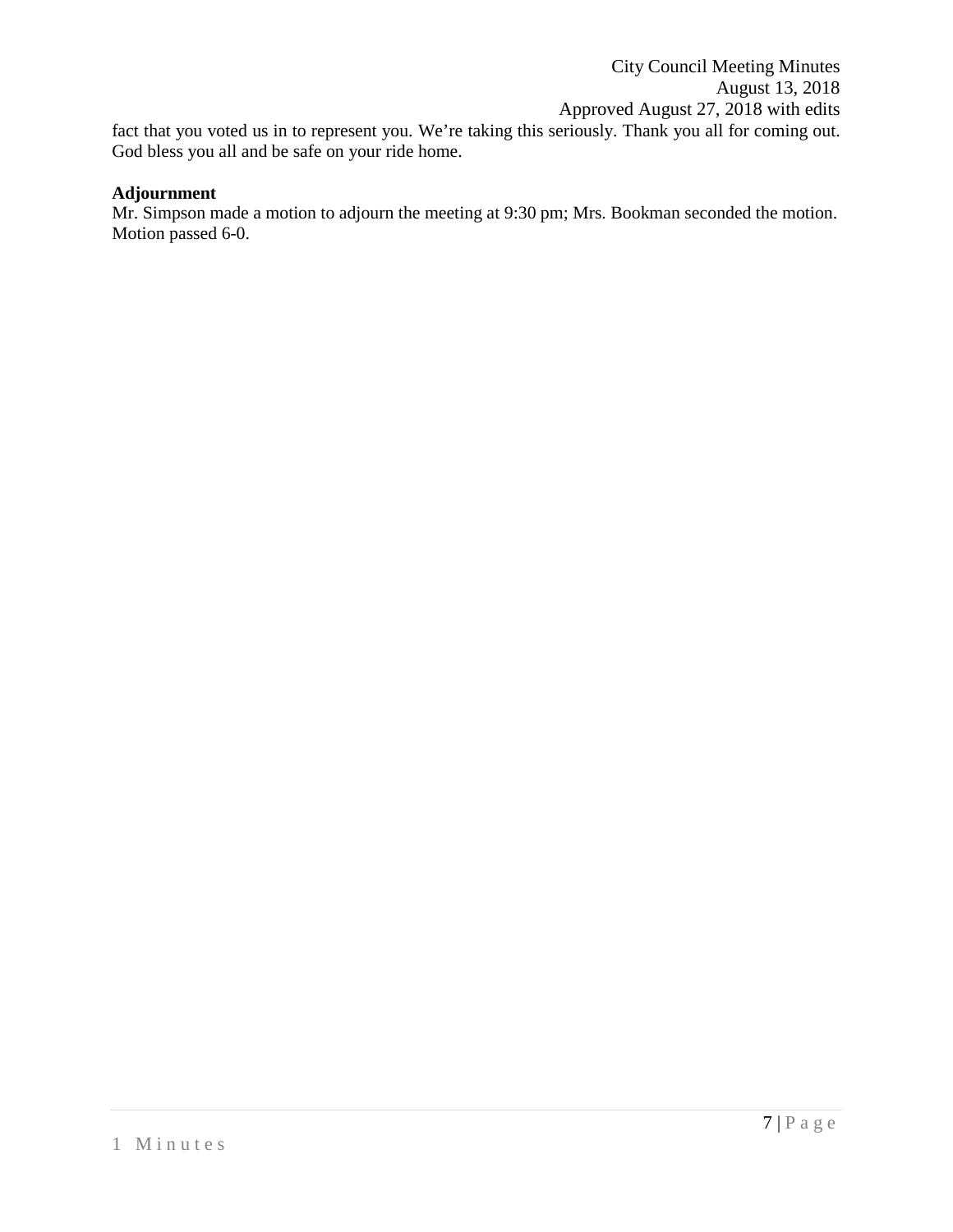fact that you voted us in to represent you. We're taking this seriously. Thank you all for coming out. God bless you all and be safe on your ride home.

**Adjournment**

Mr. Simpson made a motion to adjourn the meeting at 9:30 pm; Mrs. Bookman seconded the motion. Motion passed 6-0.